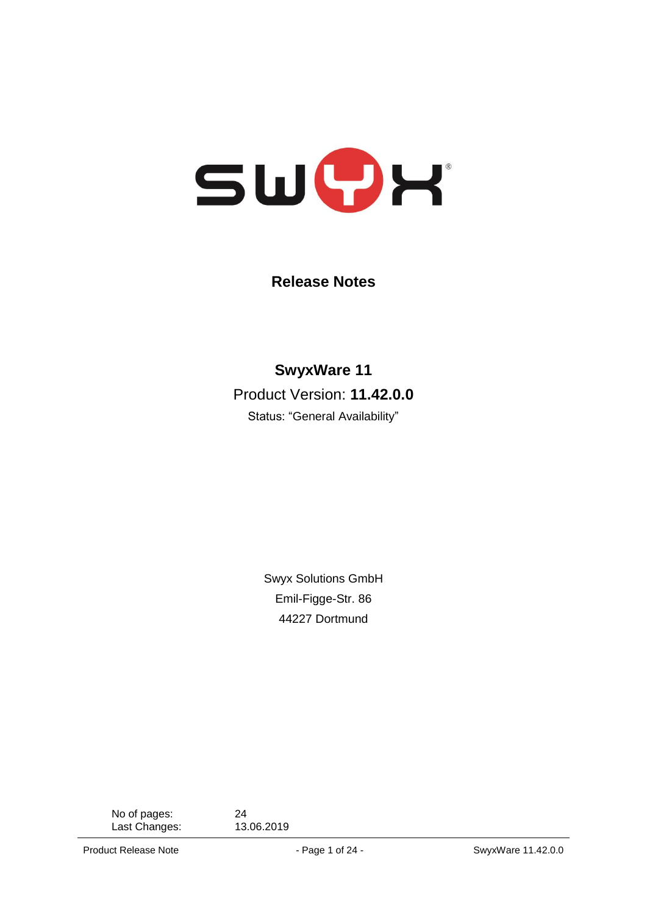# Release Notes

## SwyxWare 11

Product Version: **11.42.0.0**

Status: "General Availability"

Swyx Solutions GmbH
Emil-Figge-Str. 86
44227 Dortmund

| | |
|---|---|
| No of pages: | 24 |
| Last Changes: | 13.06.2019 |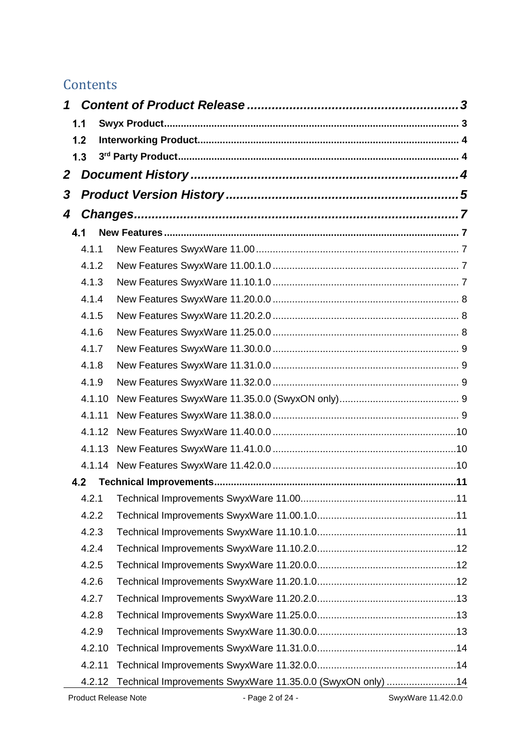# Contents

**1 Content of Product Release** 3

- **1.1 Swyx Product** 3
- **1.2 Interworking Product** 4
- **1.3 3rd Party Product** 4

**2 Document History** 4

**3 Product Version History** 5

**4 Changes** 7

- **4.1 New Features** 7
  - 4.1.1 New Features SwyxWare 11.00 7
  - 4.1.2 New Features SwyxWare 11.00.1.0 7
  - 4.1.3 New Features SwyxWare 11.10.1.0 7
  - 4.1.4 New Features SwyxWare 11.20.0.0 8
  - 4.1.5 New Features SwyxWare 11.20.2.0 8
  - 4.1.6 New Features SwyxWare 11.25.0.0 8
  - 4.1.7 New Features SwyxWare 11.30.0.0 9
  - 4.1.8 New Features SwyxWare 11.31.0.0 9
  - 4.1.9 New Features SwyxWare 11.32.0.0 9
  - 4.1.10 New Features SwyxWare 11.35.0.0 (SwyxON only) 9
  - 4.1.11 New Features SwyxWare 11.38.0.0 9
  - 4.1.12 New Features SwyxWare 11.40.0.0 10
  - 4.1.13 New Features SwyxWare 11.41.0.0 10
  - 4.1.14 New Features SwyxWare 11.42.0.0 10
- **4.2 Technical Improvements** 11
  - 4.2.1 Technical Improvements SwyxWare 11.00 11
  - 4.2.2 Technical Improvements SwyxWare 11.00.1.0 11
  - 4.2.3 Technical Improvements SwyxWare 11.10.1.0 11
  - 4.2.4 Technical Improvements SwyxWare 11.10.2.0 12
  - 4.2.5 Technical Improvements SwyxWare 11.20.0.0 12
  - 4.2.6 Technical Improvements SwyxWare 11.20.1.0 12
  - 4.2.7 Technical Improvements SwyxWare 11.20.2.0 13
  - 4.2.8 Technical Improvements SwyxWare 11.25.0.0 13
  - 4.2.9 Technical Improvements SwyxWare 11.30.0.0 13
  - 4.2.10 Technical Improvements SwyxWare 11.31.0.0 14
  - 4.2.11 Technical Improvements SwyxWare 11.32.0.0 14
  - 4.2.12 Technical Improvements SwyxWare 11.35.0.0 (SwyxON only) 14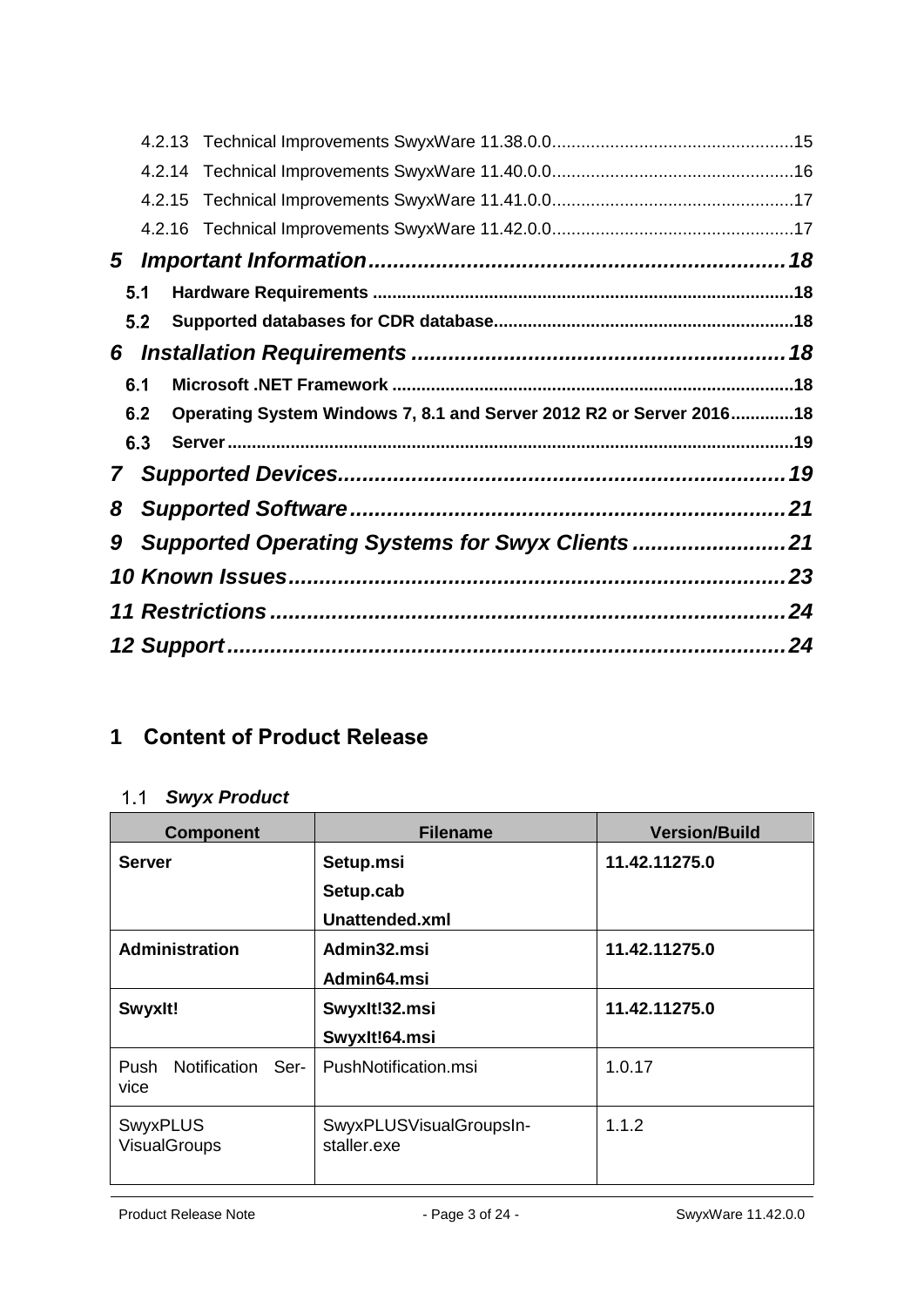4.2.13 Technical Improvements SwyxWare 11.38.0.0 .......... 15
4.2.14 Technical Improvements SwyxWare 11.40.0.0 .......... 16
4.2.15 Technical Improvements SwyxWare 11.41.0.0 .......... 17
4.2.16 Technical Improvements SwyxWare 11.42.0.0 .......... 17

**5 Important Information .......... 18**

5.1 Hardware Requirements .......... 18
5.2 Supported databases for CDR database .......... 18

**6 Installation Requirements .......... 18**

6.1 Microsoft .NET Framework .......... 18
6.2 Operating System Windows 7, 8.1 and Server 2012 R2 or Server 2016 .......... 18
6.3 Server .......... 19

**7 Supported Devices .......... 19**

**8 Supported Software .......... 21**

**9 Supported Operating Systems for Swyx Clients .......... 21**

**10 Known Issues .......... 23**

**11 Restrictions .......... 24**

**12 Support .......... 24**

# 1 Content of Product Release

## 1.1 *Swyx Product*

| Component | Filename | Version/Build |
|---|---|---|
| **Server** | **Setup.msi**<br>**Setup.cab**<br>**Unattended.xml** | **11.42.11275.0** |
| **Administration** | **Admin32.msi**<br>**Admin64.msi** | **11.42.11275.0** |
| **SwyxIt!** | **SwyxIt!32.msi**<br>**SwyxIt!64.msi** | **11.42.11275.0** |
| Push Notification Service | PushNotification.msi | 1.0.17 |
| SwyxPLUS VisualGroups | SwyxPLUSVisualGroupsInstaller.exe | 1.1.2 |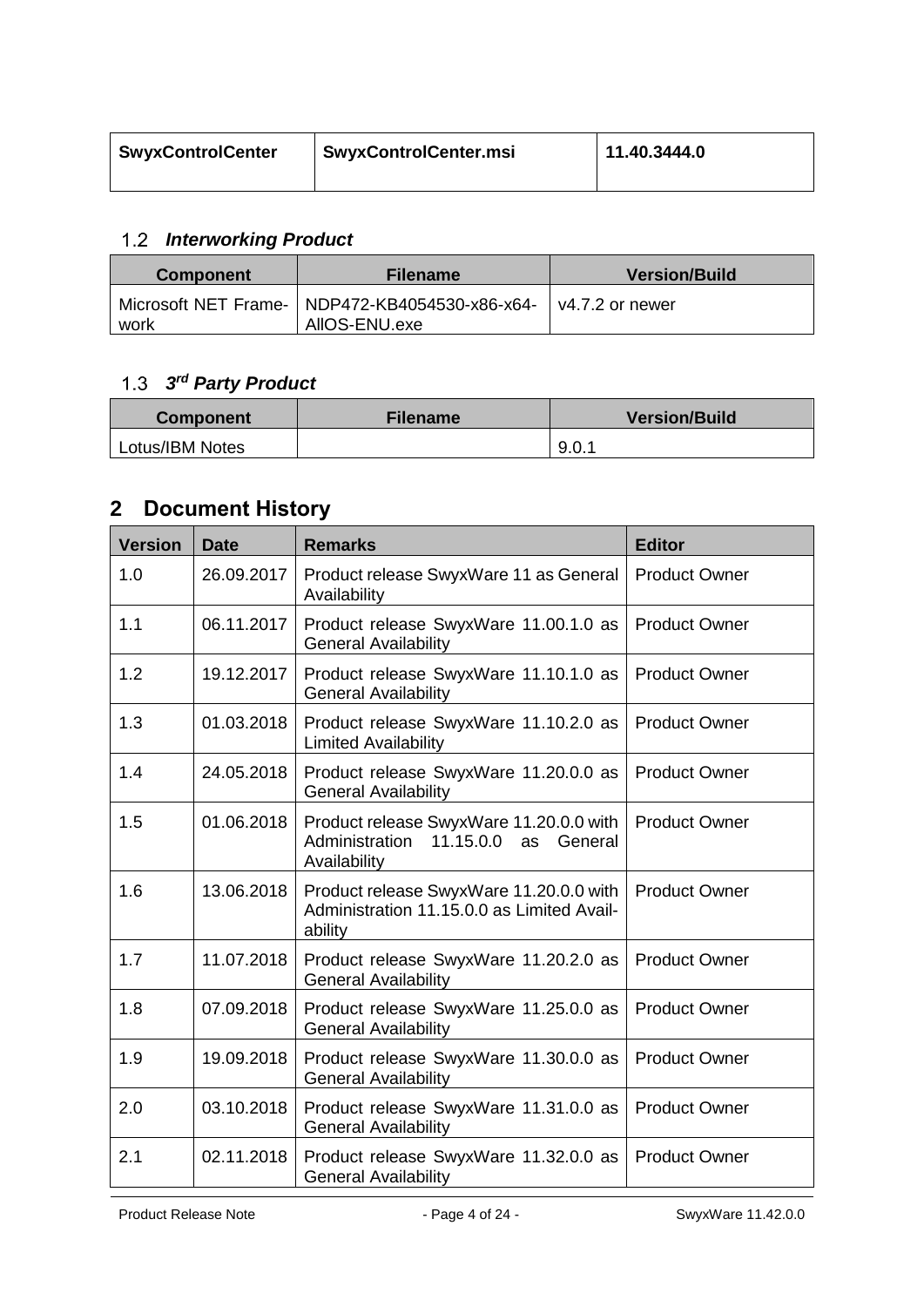| SwyxControlCenter | SwyxControlCenter.msi | 11.40.3444.0 |
|---|---|---|

### 1.2 *Interworking Product*

| Component | Filename | Version/Build |
|---|---|---|
| Microsoft NET Frame-work | NDP472-KB4054530-x86-x64-AllOS-ENU.exe | v4.7.2 or newer |

### 1.3 *3rd Party Product*

| Component | Filename | Version/Build |
|---|---|---|
| Lotus/IBM Notes | | 9.0.1 |

## 2 Document History

| Version | Date | Remarks | Editor |
|---|---|---|---|
| 1.0 | 26.09.2017 | Product release SwyxWare 11 as General Availability | Product Owner |
| 1.1 | 06.11.2017 | Product release SwyxWare 11.00.1.0 as General Availability | Product Owner |
| 1.2 | 19.12.2017 | Product release SwyxWare 11.10.1.0 as General Availability | Product Owner |
| 1.3 | 01.03.2018 | Product release SwyxWare 11.10.2.0 as Limited Availability | Product Owner |
| 1.4 | 24.05.2018 | Product release SwyxWare 11.20.0.0 as General Availability | Product Owner |
| 1.5 | 01.06.2018 | Product release SwyxWare 11.20.0.0 with Administration 11.15.0.0 as General Availability | Product Owner |
| 1.6 | 13.06.2018 | Product release SwyxWare 11.20.0.0 with Administration 11.15.0.0 as Limited Availability | Product Owner |
| 1.7 | 11.07.2018 | Product release SwyxWare 11.20.2.0 as General Availability | Product Owner |
| 1.8 | 07.09.2018 | Product release SwyxWare 11.25.0.0 as General Availability | Product Owner |
| 1.9 | 19.09.2018 | Product release SwyxWare 11.30.0.0 as General Availability | Product Owner |
| 2.0 | 03.10.2018 | Product release SwyxWare 11.31.0.0 as General Availability | Product Owner |
| 2.1 | 02.11.2018 | Product release SwyxWare 11.32.0.0 as General Availability | Product Owner |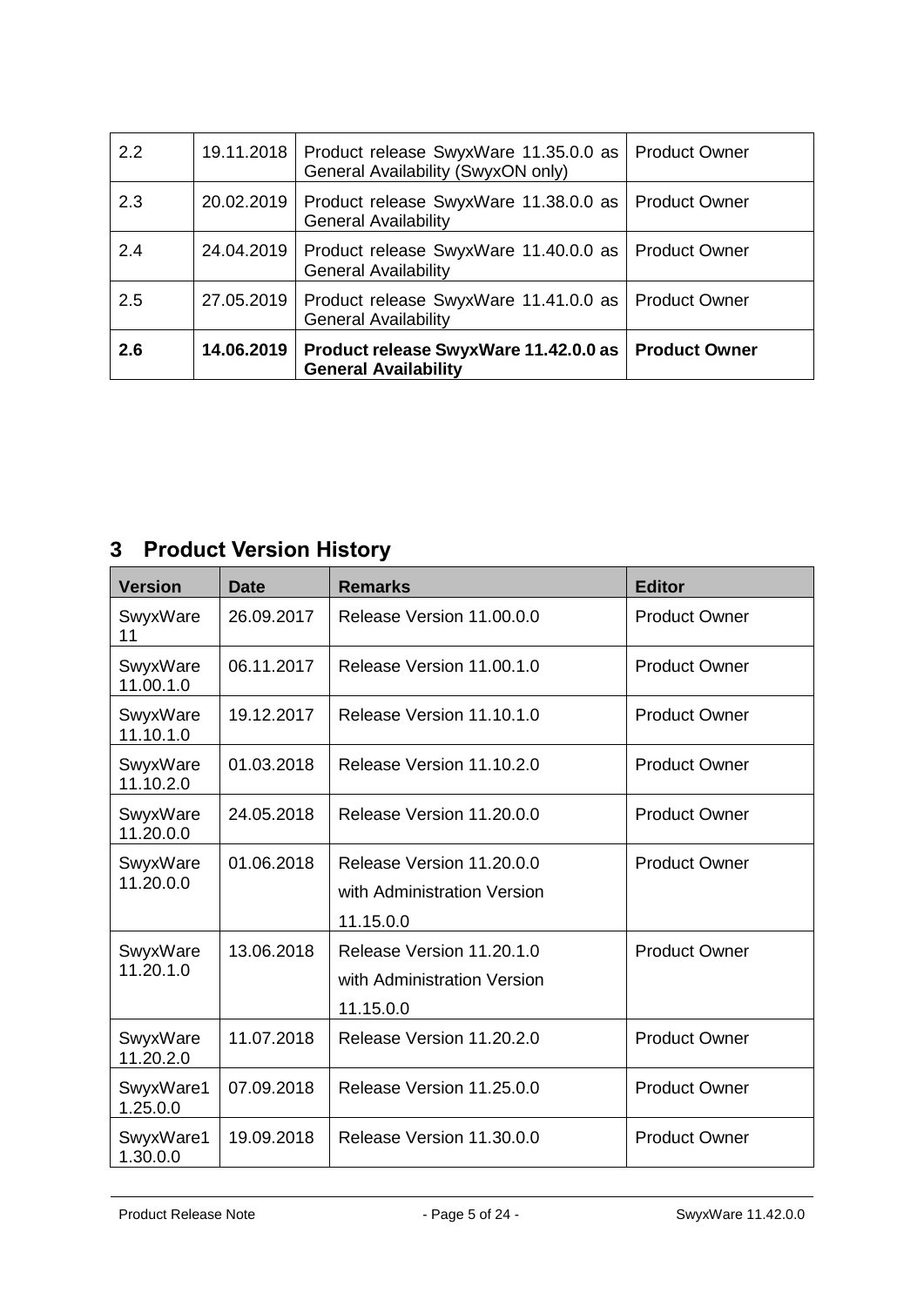| 2.2 | 19.11.2018 | Product release SwyxWare 11.35.0.0 as General Availability (SwyxON only) | Product Owner |
|---|---|---|---|
| 2.3 | 20.02.2019 | Product release SwyxWare 11.38.0.0 as General Availability | Product Owner |
| 2.4 | 24.04.2019 | Product release SwyxWare 11.40.0.0 as General Availability | Product Owner |
| 2.5 | 27.05.2019 | Product release SwyxWare 11.41.0.0 as General Availability | Product Owner |
| **2.6** | **14.06.2019** | **Product release SwyxWare 11.42.0.0 as General Availability** | **Product Owner** |

# 3 Product Version History

| Version | Date | Remarks | Editor |
|---|---|---|---|
| SwyxWare 11 | 26.09.2017 | Release Version 11.00.0.0 | Product Owner |
| SwyxWare 11.00.1.0 | 06.11.2017 | Release Version 11.00.1.0 | Product Owner |
| SwyxWare 11.10.1.0 | 19.12.2017 | Release Version 11.10.1.0 | Product Owner |
| SwyxWare 11.10.2.0 | 01.03.2018 | Release Version 11.10.2.0 | Product Owner |
| SwyxWare 11.20.0.0 | 24.05.2018 | Release Version 11.20.0.0 | Product Owner |
| SwyxWare 11.20.0.0 | 01.06.2018 | Release Version 11.20.0.0 with Administration Version 11.15.0.0 | Product Owner |
| SwyxWare 11.20.1.0 | 13.06.2018 | Release Version 11.20.1.0 with Administration Version 11.15.0.0 | Product Owner |
| SwyxWare 11.20.2.0 | 11.07.2018 | Release Version 11.20.2.0 | Product Owner |
| SwyxWare11.25.0.0 | 07.09.2018 | Release Version 11.25.0.0 | Product Owner |
| SwyxWare11.30.0.0 | 19.09.2018 | Release Version 11.30.0.0 | Product Owner |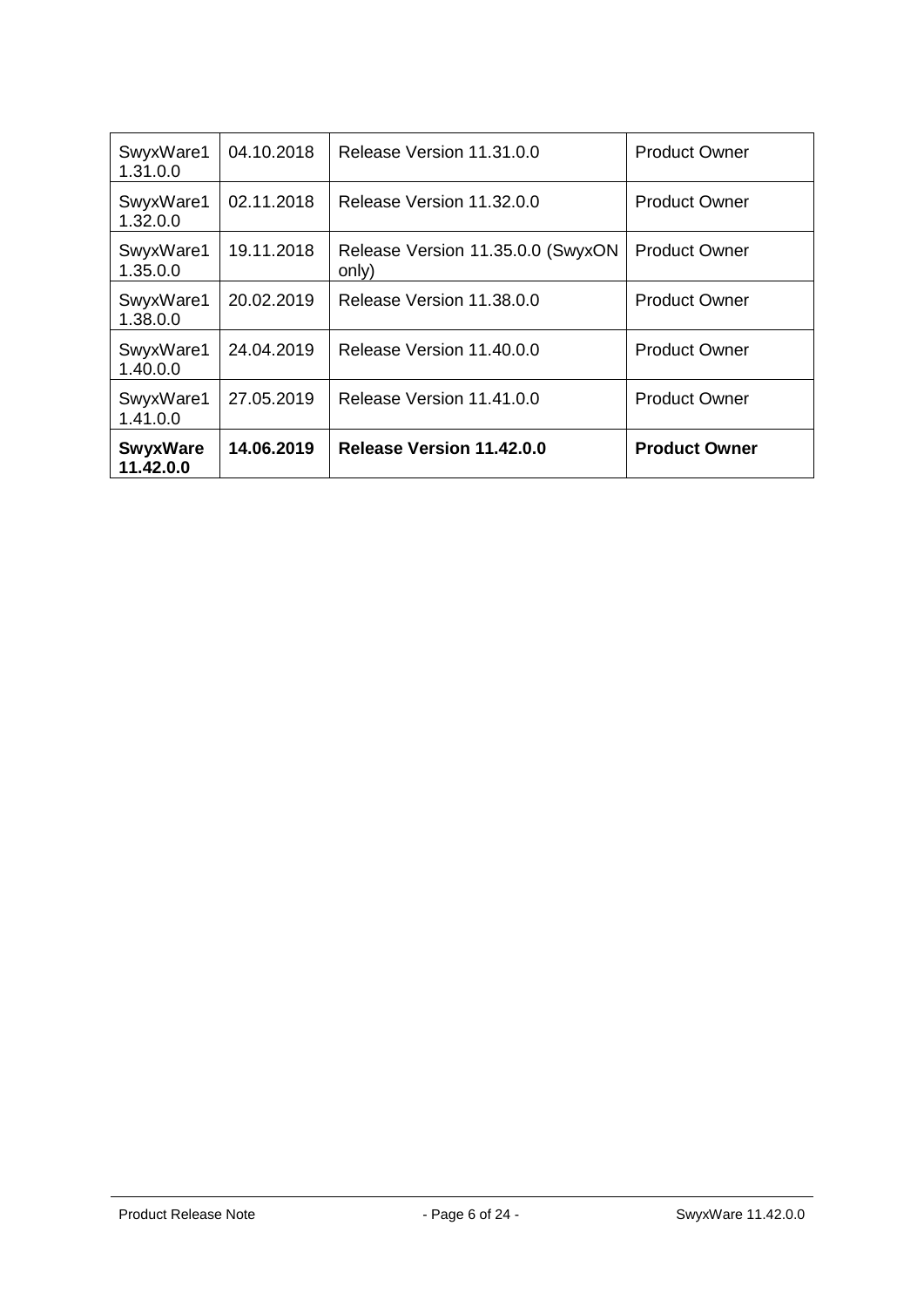| SwyxWare11.31.0.0 | 04.10.2018 | Release Version 11.31.0.0 | Product Owner |
|---|---|---|---|
| SwyxWare11.32.0.0 | 02.11.2018 | Release Version 11.32.0.0 | Product Owner |
| SwyxWare11.35.0.0 | 19.11.2018 | Release Version 11.35.0.0 (SwyxON only) | Product Owner |
| SwyxWare11.38.0.0 | 20.02.2019 | Release Version 11.38.0.0 | Product Owner |
| SwyxWare11.40.0.0 | 24.04.2019 | Release Version 11.40.0.0 | Product Owner |
| SwyxWare11.41.0.0 | 27.05.2019 | Release Version 11.41.0.0 | Product Owner |
| **SwyxWare 11.42.0.0** | **14.06.2019** | **Release Version 11.42.0.0** | **Product Owner** |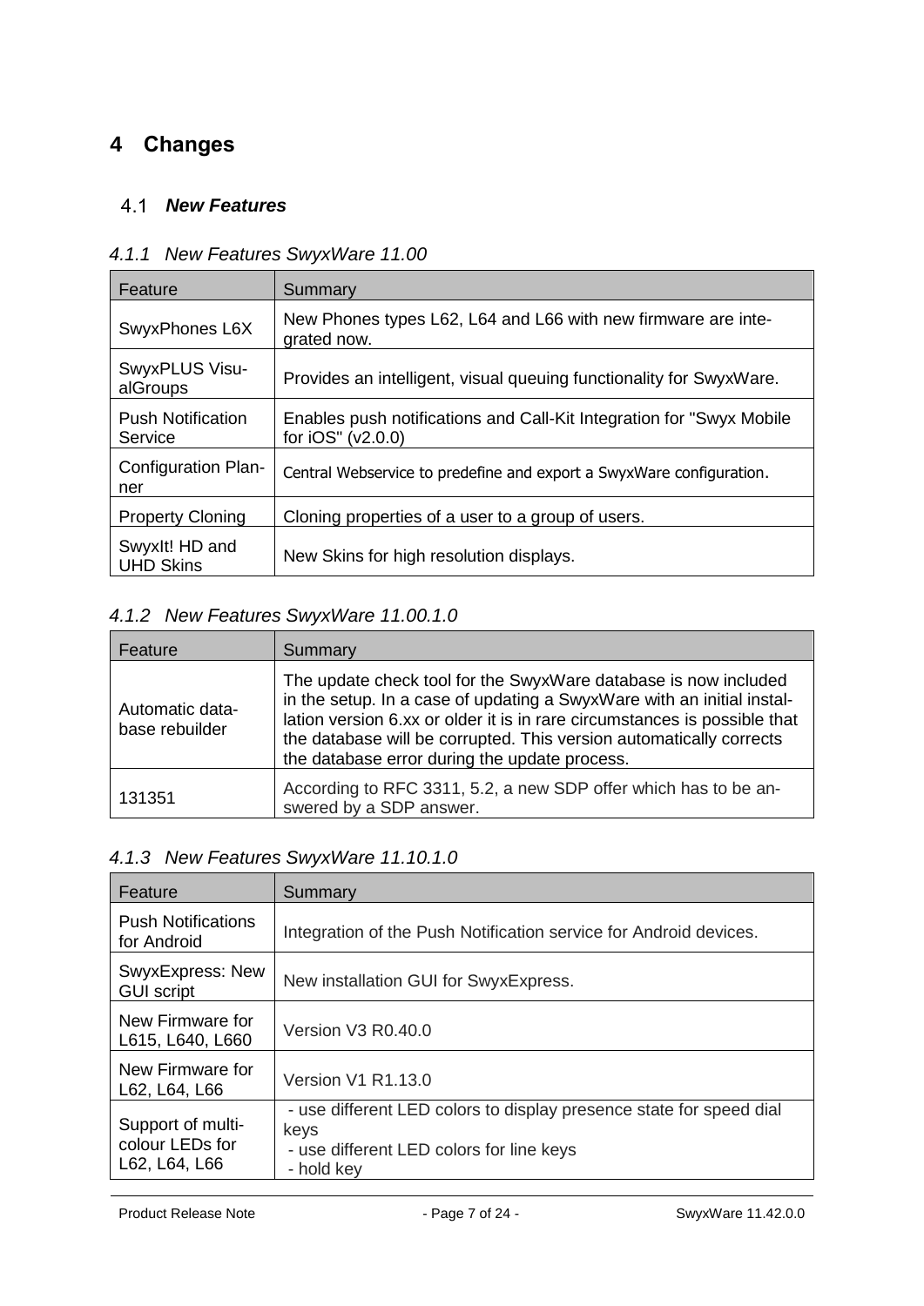# 4 Changes

## 4.1 *New Features*

### *4.1.1 New Features SwyxWare 11.00*

| Feature | Summary |
| --- | --- |
| SwyxPhones L6X | New Phones types L62, L64 and L66 with new firmware are integrated now. |
| SwyxPLUS VisualGroups | Provides an intelligent, visual queuing functionality for SwyxWare. |
| Push Notification Service | Enables push notifications and Call-Kit Integration for "Swyx Mobile for iOS" (v2.0.0) |
| Configuration Planner | Central Webservice to predefine and export a SwyxWare configuration. |
| Property Cloning | Cloning properties of a user to a group of users. |
| SwyxIt! HD and UHD Skins | New Skins for high resolution displays. |

### *4.1.2 New Features SwyxWare 11.00.1.0*

| Feature | Summary |
| --- | --- |
| Automatic database rebuilder | The update check tool for the SwyxWare database is now included in the setup. In a case of updating a SwyxWare with an initial installation version 6.xx or older it is in rare circumstances is possible that the database will be corrupted. This version automatically corrects the database error during the update process. |
| 131351 | According to RFC 3311, 5.2, a new SDP offer which has to be answered by a SDP answer. |

### *4.1.3 New Features SwyxWare 11.10.1.0*

| Feature | Summary |
| --- | --- |
| Push Notifications for Android | Integration of the Push Notification service for Android devices. |
| SwyxExpress: New GUI script | New installation GUI for SwyxExpress. |
| New Firmware for L615, L640, L660 | Version V3 R0.40.0 |
| New Firmware for L62, L64, L66 | Version V1 R1.13.0 |
| Support of multi-colour LEDs for L62, L64, L66 | - use different LED colors to display presence state for speed dial keys<br>- use different LED colors for line keys<br>- hold key |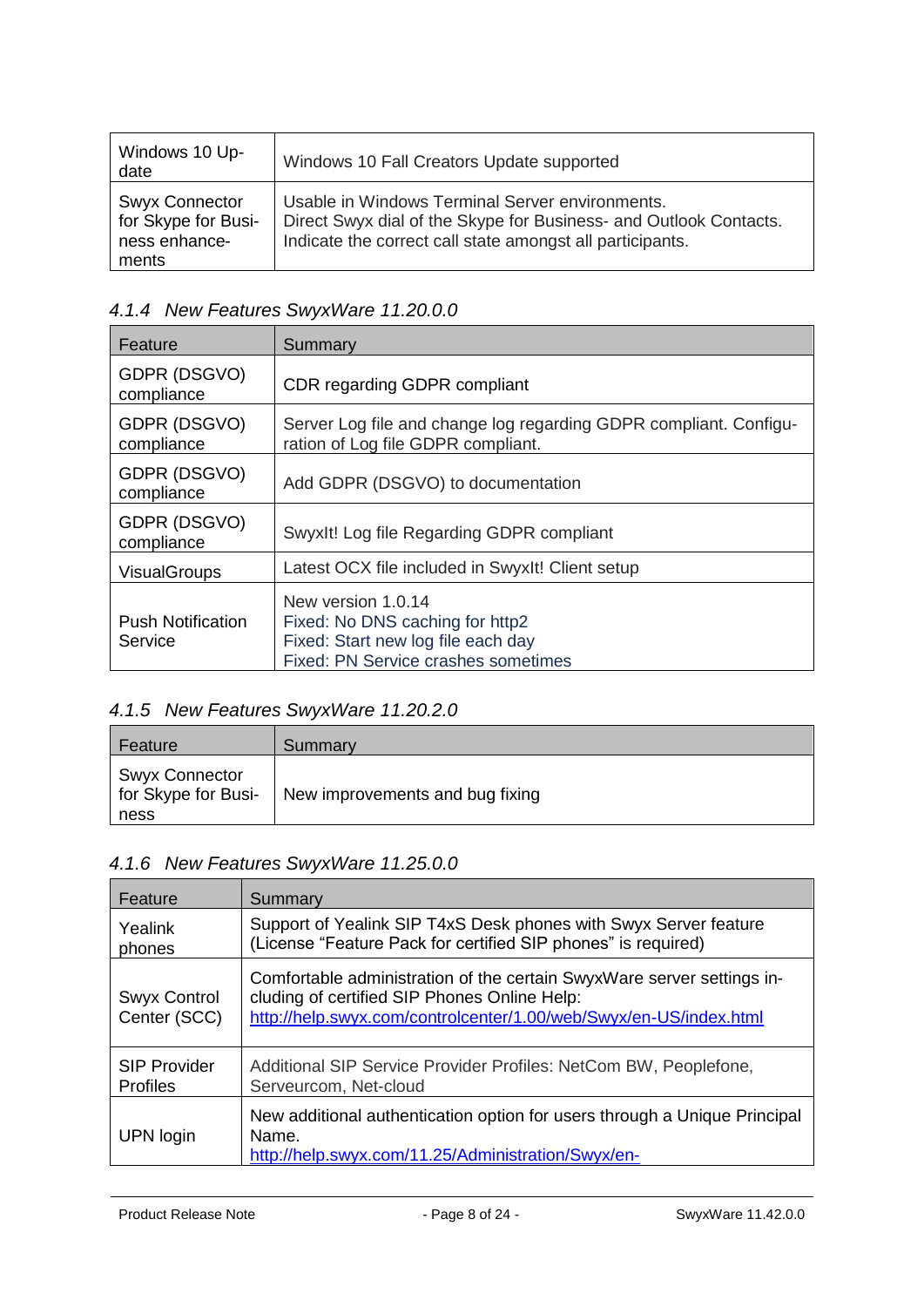| Windows 10 Update | Windows 10 Fall Creators Update supported |
|---|---|
| Swyx Connector for Skype for Business enhancements | Usable in Windows Terminal Server environments.<br>Direct Swyx dial of the Skype for Business- and Outlook Contacts.<br>Indicate the correct call state amongst all participants. |

### 4.1.4 New Features SwyxWare 11.20.0.0

| Feature | Summary |
|---|---|
| GDPR (DSGVO) compliance | CDR regarding GDPR compliant |
| GDPR (DSGVO) compliance | Server Log file and change log regarding GDPR compliant. Configuration of Log file GDPR compliant. |
| GDPR (DSGVO) compliance | Add GDPR (DSGVO) to documentation |
| GDPR (DSGVO) compliance | SwyxIt! Log file Regarding GDPR compliant |
| VisualGroups | Latest OCX file included in SwyxIt! Client setup |
| Push Notification Service | New version 1.0.14<br>Fixed: No DNS caching for http2<br>Fixed: Start new log file each day<br>Fixed: PN Service crashes sometimes |

### 4.1.5 New Features SwyxWare 11.20.2.0

| Feature | Summary |
|---|---|
| Swyx Connector for Skype for Business | New improvements and bug fixing |

### 4.1.6 New Features SwyxWare 11.25.0.0

| Feature | Summary |
|---|---|
| Yealink phones | Support of Yealink SIP T4xS Desk phones with Swyx Server feature (License "Feature Pack for certified SIP phones" is required) |
| Swyx Control Center (SCC) | Comfortable administration of the certain SwyxWare server settings including of certified SIP Phones Online Help:<br>http://help.swyx.com/controlcenter/1.00/web/Swyx/en-US/index.html |
| SIP Provider Profiles | Additional SIP Service Provider Profiles: NetCom BW, Peoplefone, Serveurcom, Net-cloud |
| UPN login | New additional authentication option for users through a Unique Principal Name.<br>http://help.swyx.com/11.25/Administration/Swyx/en- |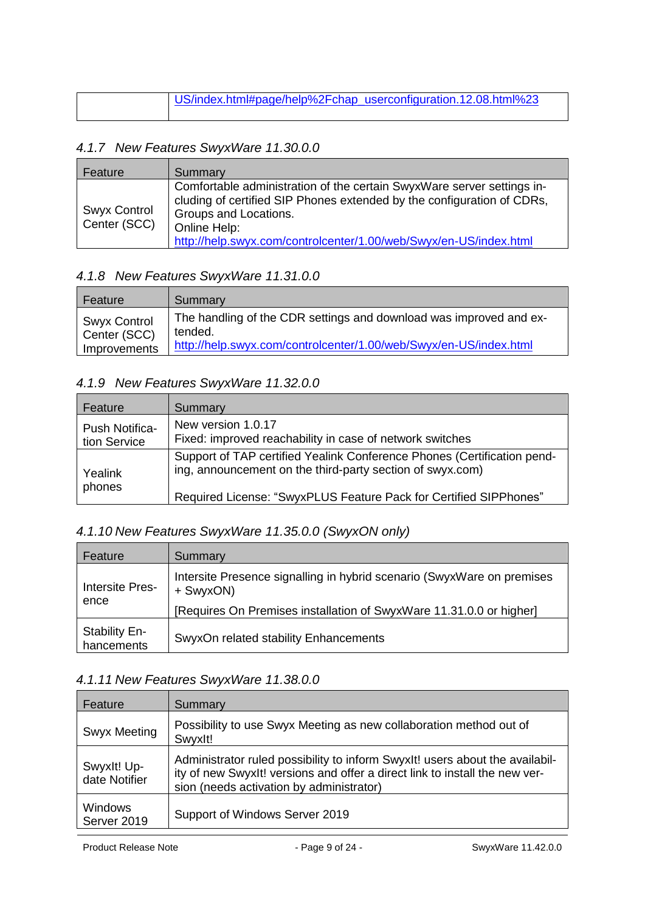| | US/index.html#page/help%2Fchap_userconfiguration.12.08.html%23 |
|---|---|

### 4.1.7 New Features SwyxWare 11.30.0.0

| Feature | Summary |
|---|---|
| Swyx Control Center (SCC) | Comfortable administration of the certain SwyxWare server settings including of certified SIP Phones extended by the configuration of CDRs, Groups and Locations.<br>Online Help:<br>http://help.swyx.com/controlcenter/1.00/web/Swyx/en-US/index.html |

### 4.1.8 New Features SwyxWare 11.31.0.0

| Feature | Summary |
|---|---|
| Swyx Control Center (SCC) Improvements | The handling of the CDR settings and download was improved and extended.<br>http://help.swyx.com/controlcenter/1.00/web/Swyx/en-US/index.html |

### 4.1.9 New Features SwyxWare 11.32.0.0

| Feature | Summary |
|---|---|
| Push Notification Service | New version 1.0.17<br>Fixed: improved reachability in case of network switches |
| Yealink phones | Support of TAP certified Yealink Conference Phones (Certification pending, announcement on the third-party section of swyx.com)<br><br>Required License: "SwyxPLUS Feature Pack for Certified SIPPhones" |

### 4.1.10 New Features SwyxWare 11.35.0.0 (SwyxON only)

| Feature | Summary |
|---|---|
| Intersite Presence | Intersite Presence signalling in hybrid scenario (SwyxWare on premises + SwyxON)<br>[Requires On Premises installation of SwyxWare 11.31.0.0 or higher] |
| Stability Enhancements | SwyxOn related stability Enhancements |

### 4.1.11 New Features SwyxWare 11.38.0.0

| Feature | Summary |
|---|---|
| Swyx Meeting | Possibility to use Swyx Meeting as new collaboration method out of SwyxIt! |
| SwyxIt! Update Notifier | Administrator ruled possibility to inform SwyxIt! users about the availability of new SwyxIt! versions and offer a direct link to install the new version (needs activation by administrator) |
| Windows Server 2019 | Support of Windows Server 2019 |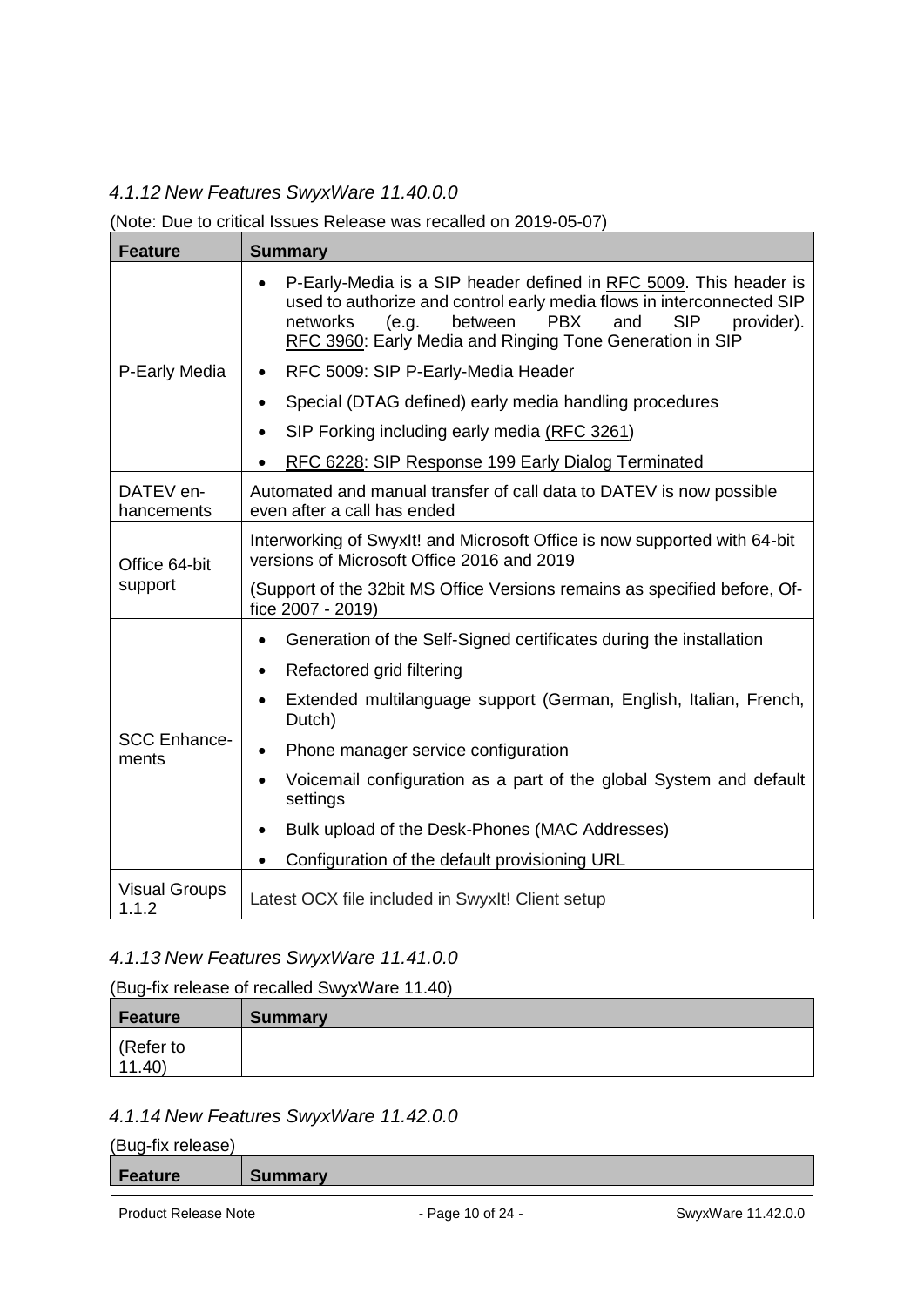### *4.1.12 New Features SwyxWare 11.40.0.0*

(Note: Due to critical Issues Release was recalled on 2019-05-07)

| Feature | Summary |
|---|---|
| P-Early Media | • P-Early-Media is a SIP header defined in RFC 5009. This header is used to authorize and control early media flows in interconnected SIP networks (e.g. between PBX and SIP provider). RFC 3960: Early Media and Ringing Tone Generation in SIP<br>• RFC 5009: SIP P-Early-Media Header<br>• Special (DTAG defined) early media handling procedures<br>• SIP Forking including early media (RFC 3261)<br>• RFC 6228: SIP Response 199 Early Dialog Terminated |
| DATEV enhancements | Automated and manual transfer of call data to DATEV is now possible even after a call has ended |
| Office 64-bit support | Interworking of SwyxIt! and Microsoft Office is now supported with 64-bit versions of Microsoft Office 2016 and 2019<br>(Support of the 32bit MS Office Versions remains as specified before, Office 2007 - 2019) |
| SCC Enhancements | • Generation of the Self-Signed certificates during the installation<br>• Refactored grid filtering<br>• Extended multilanguage support (German, English, Italian, French, Dutch)<br>• Phone manager service configuration<br>• Voicemail configuration as a part of the global System and default settings<br>• Bulk upload of the Desk-Phones (MAC Addresses)<br>• Configuration of the default provisioning URL |
| Visual Groups 1.1.2 | Latest OCX file included in SwyxIt! Client setup |

### *4.1.13 New Features SwyxWare 11.41.0.0*

(Bug-fix release of recalled SwyxWare 11.40)

| Feature | Summary |
|---|---|
| (Refer to 11.40) | |

### *4.1.14 New Features SwyxWare 11.42.0.0*

(Bug-fix release)

| Feature | Summary |
|---|---|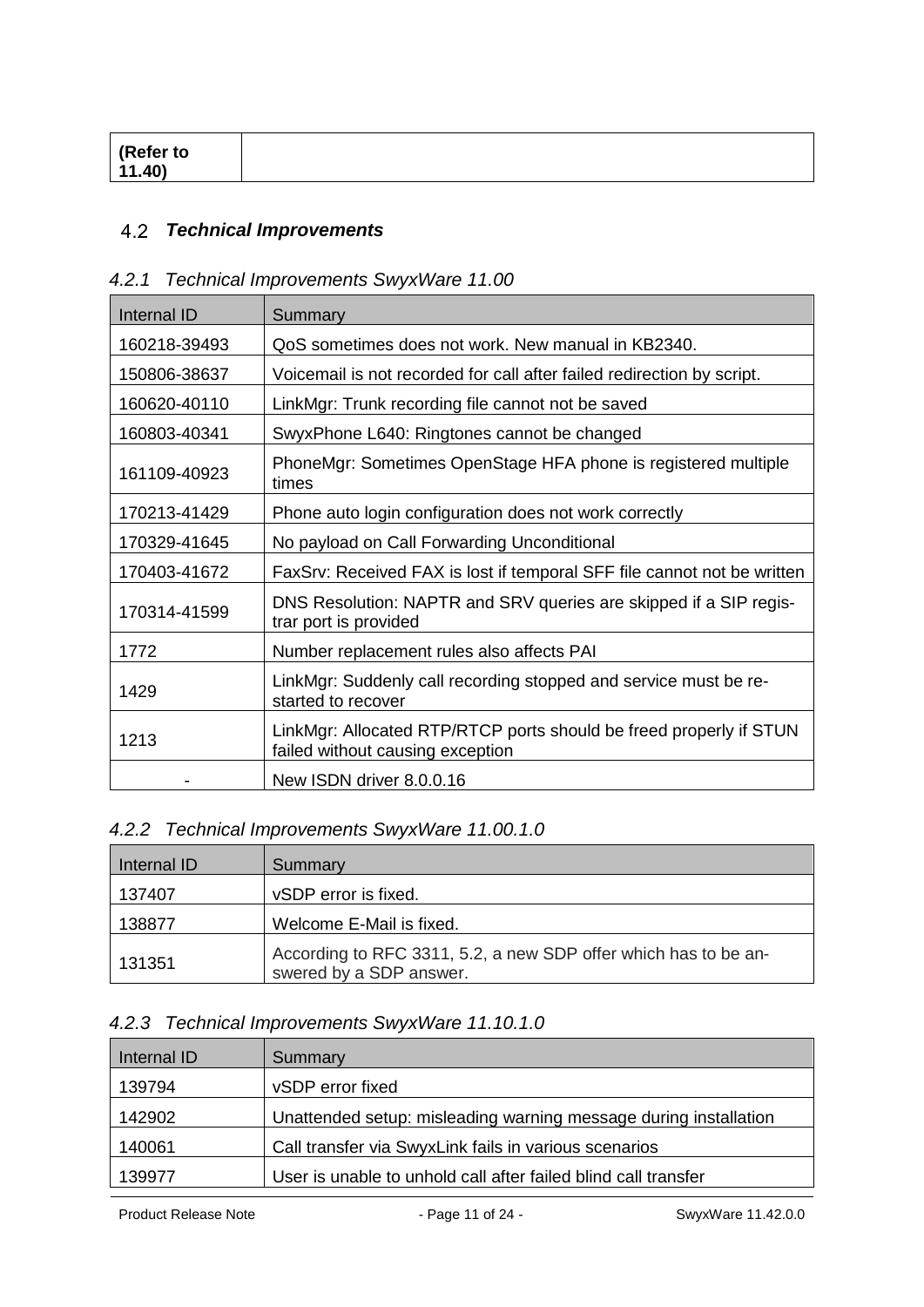| (Refer to 11.40) | |
|---|---|

## 4.2 Technical Improvements

### 4.2.1 Technical Improvements SwyxWare 11.00

| Internal ID | Summary |
|---|---|
| 160218-39493 | QoS sometimes does not work. New manual in KB2340. |
| 150806-38637 | Voicemail is not recorded for call after failed redirection by script. |
| 160620-40110 | LinkMgr: Trunk recording file cannot not be saved |
| 160803-40341 | SwyxPhone L640: Ringtones cannot be changed |
| 161109-40923 | PhoneMgr: Sometimes OpenStage HFA phone is registered multiple times |
| 170213-41429 | Phone auto login configuration does not work correctly |
| 170329-41645 | No payload on Call Forwarding Unconditional |
| 170403-41672 | FaxSrv: Received FAX is lost if temporal SFF file cannot not be written |
| 170314-41599 | DNS Resolution: NAPTR and SRV queries are skipped if a SIP registrar port is provided |
| 1772 | Number replacement rules also affects PAI |
| 1429 | LinkMgr: Suddenly call recording stopped and service must be restarted to recover |
| 1213 | LinkMgr: Allocated RTP/RTCP ports should be freed properly if STUN failed without causing exception |
| - | New ISDN driver 8.0.0.16 |

### 4.2.2 Technical Improvements SwyxWare 11.00.1.0

| Internal ID | Summary |
|---|---|
| 137407 | vSDP error is fixed. |
| 138877 | Welcome E-Mail is fixed. |
| 131351 | According to RFC 3311, 5.2, a new SDP offer which has to be answered by a SDP answer. |

### 4.2.3 Technical Improvements SwyxWare 11.10.1.0

| Internal ID | Summary |
|---|---|
| 139794 | vSDP error fixed |
| 142902 | Unattended setup: misleading warning message during installation |
| 140061 | Call transfer via SwyxLink fails in various scenarios |
| 139977 | User is unable to unhold call after failed blind call transfer |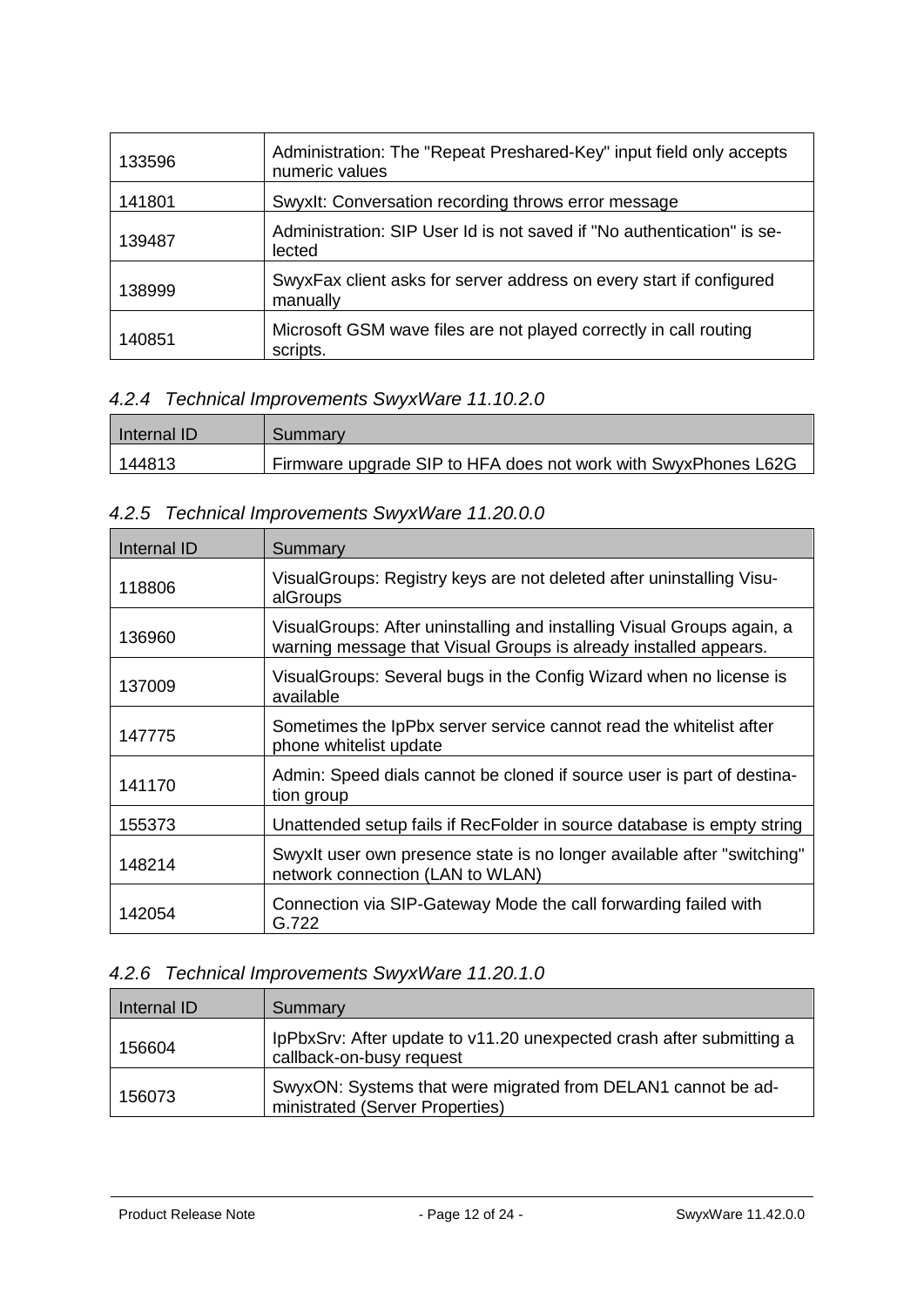| | |
|---|---|
| 133596 | Administration: The "Repeat Preshared-Key" input field only accepts numeric values |
| 141801 | SwyxIt: Conversation recording throws error message |
| 139487 | Administration: SIP User Id is not saved if "No authentication" is selected |
| 138999 | SwyxFax client asks for server address on every start if configured manually |
| 140851 | Microsoft GSM wave files are not played correctly in call routing scripts. |

### *4.2.4 Technical Improvements SwyxWare 11.10.2.0*

| Internal ID | Summary |
|---|---|
| 144813 | Firmware upgrade SIP to HFA does not work with SwyxPhones L62G |

### *4.2.5 Technical Improvements SwyxWare 11.20.0.0*

| Internal ID | Summary |
|---|---|
| 118806 | VisualGroups: Registry keys are not deleted after uninstalling VisualGroups |
| 136960 | VisualGroups: After uninstalling and installing Visual Groups again, a warning message that Visual Groups is already installed appears. |
| 137009 | VisualGroups: Several bugs in the Config Wizard when no license is available |
| 147775 | Sometimes the IpPbx server service cannot read the whitelist after phone whitelist update |
| 141170 | Admin: Speed dials cannot be cloned if source user is part of destination group |
| 155373 | Unattended setup fails if RecFolder in source database is empty string |
| 148214 | SwyxIt user own presence state is no longer available after "switching" network connection (LAN to WLAN) |
| 142054 | Connection via SIP-Gateway Mode the call forwarding failed with G.722 |

### *4.2.6 Technical Improvements SwyxWare 11.20.1.0*

| Internal ID | Summary |
|---|---|
| 156604 | IpPbxSrv: After update to v11.20 unexpected crash after submitting a callback-on-busy request |
| 156073 | SwyxON: Systems that were migrated from DELAN1 cannot be administrated (Server Properties) |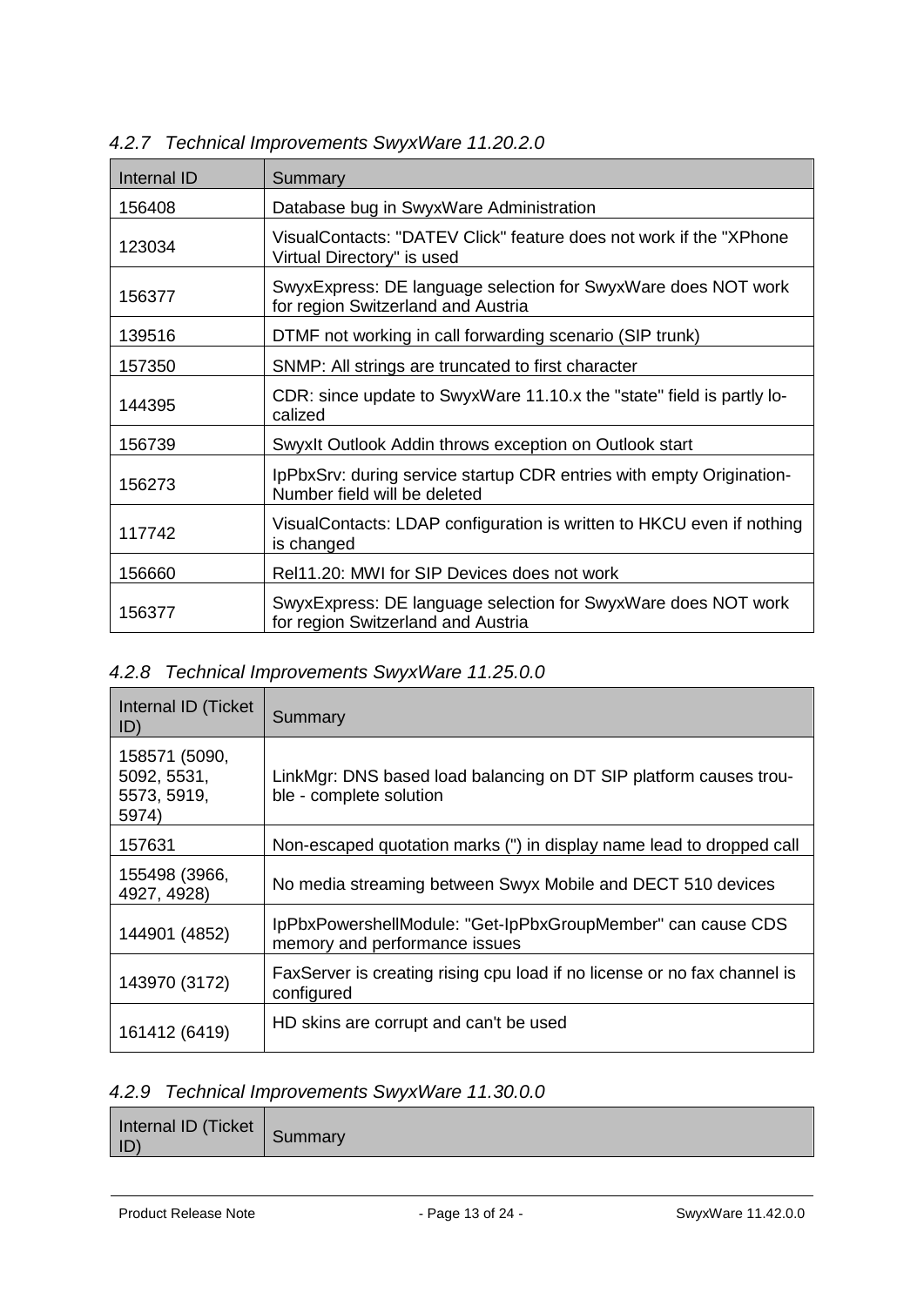### 4.2.7 Technical Improvements SwyxWare 11.20.2.0

| Internal ID | Summary |
|---|---|
| 156408 | Database bug in SwyxWare Administration |
| 123034 | VisualContacts: "DATEV Click" feature does not work if the "XPhone Virtual Directory" is used |
| 156377 | SwyxExpress: DE language selection for SwyxWare does NOT work for region Switzerland and Austria |
| 139516 | DTMF not working in call forwarding scenario (SIP trunk) |
| 157350 | SNMP: All strings are truncated to first character |
| 144395 | CDR: since update to SwyxWare 11.10.x the "state" field is partly localized |
| 156739 | SwyxIt Outlook Addin throws exception on Outlook start |
| 156273 | IpPbxSrv: during service startup CDR entries with empty Origination-Number field will be deleted |
| 117742 | VisualContacts: LDAP configuration is written to HKCU even if nothing is changed |
| 156660 | Rel11.20: MWI for SIP Devices does not work |
| 156377 | SwyxExpress: DE language selection for SwyxWare does NOT work for region Switzerland and Austria |

### 4.2.8 Technical Improvements SwyxWare 11.25.0.0

| Internal ID (Ticket ID) | Summary |
|---|---|
| 158571 (5090, 5092, 5531, 5573, 5919, 5974) | LinkMgr: DNS based load balancing on DT SIP platform causes trouble - complete solution |
| 157631 | Non-escaped quotation marks (") in display name lead to dropped call |
| 155498 (3966, 4927, 4928) | No media streaming between Swyx Mobile and DECT 510 devices |
| 144901 (4852) | IpPbxPowershellModule: "Get-IpPbxGroupMember" can cause CDS memory and performance issues |
| 143970 (3172) | FaxServer is creating rising cpu load if no license or no fax channel is configured |
| 161412 (6419) | HD skins are corrupt and can't be used |

### 4.2.9 Technical Improvements SwyxWare 11.30.0.0

| Internal ID (Ticket ID) | Summary |
|---|---|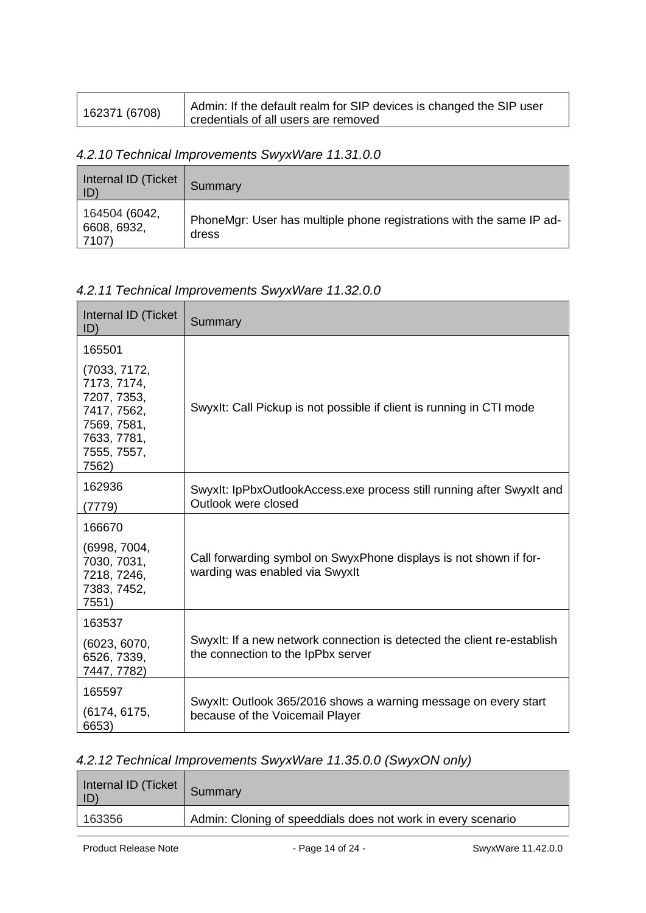| | |
|---|---|
| 162371 (6708) | Admin: If the default realm for SIP devices is changed the SIP user credentials of all users are removed |

### *4.2.10 Technical Improvements SwyxWare 11.31.0.0*

| Internal ID (Ticket ID) | Summary |
|---|---|
| 164504 (6042, 6608, 6932, 7107) | PhoneMgr: User has multiple phone registrations with the same IP address |

### *4.2.11 Technical Improvements SwyxWare 11.32.0.0*

| Internal ID (Ticket ID) | Summary |
|---|---|
| 165501<br>(7033, 7172, 7173, 7174, 7207, 7353, 7417, 7562, 7569, 7581, 7633, 7781, 7555, 7557, 7562) | SwyxIt: Call Pickup is not possible if client is running in CTI mode |
| 162936<br>(7779) | SwyxIt: IpPbxOutlookAccess.exe process still running after SwyxIt and Outlook were closed |
| 166670<br>(6998, 7004, 7030, 7031, 7218, 7246, 7383, 7452, 7551) | Call forwarding symbol on SwyxPhone displays is not shown if forwarding was enabled via SwyxIt |
| 163537<br>(6023, 6070, 6526, 7339, 7447, 7782) | SwyxIt: If a new network connection is detected the client re-establish the connection to the IpPbx server |
| 165597<br>(6174, 6175, 6653) | SwyxIt: Outlook 365/2016 shows a warning message on every start because of the Voicemail Player |

### *4.2.12 Technical Improvements SwyxWare 11.35.0.0 (SwyxON only)*

| Internal ID (Ticket ID) | Summary |
|---|---|
| 163356 | Admin: Cloning of speeddials does not work in every scenario |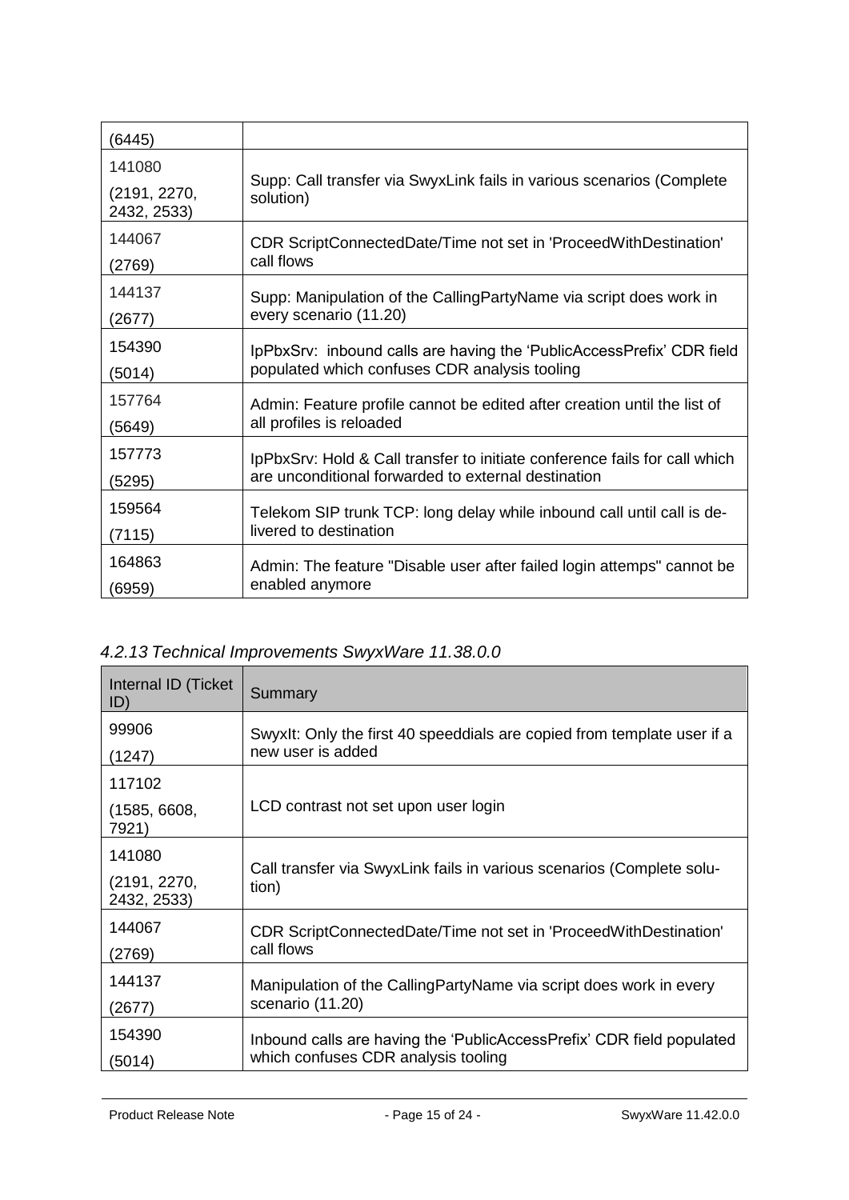| | |
|---|---|
| (6445) | |
| 141080<br>(2191, 2270, 2432, 2533) | Supp: Call transfer via SwyxLink fails in various scenarios (Complete solution) |
| 144067<br>(2769) | CDR ScriptConnectedDate/Time not set in 'ProceedWithDestination' call flows |
| 144137<br>(2677) | Supp: Manipulation of the CallingPartyName via script does work in every scenario (11.20) |
| 154390<br>(5014) | IpPbxSrv: inbound calls are having the 'PublicAccessPrefix' CDR field populated which confuses CDR analysis tooling |
| 157764<br>(5649) | Admin: Feature profile cannot be edited after creation until the list of all profiles is reloaded |
| 157773<br>(5295) | IpPbxSrv: Hold & Call transfer to initiate conference fails for call which are unconditional forwarded to external destination |
| 159564<br>(7115) | Telekom SIP trunk TCP: long delay while inbound call until call is delivered to destination |
| 164863<br>(6959) | Admin: The feature "Disable user after failed login attemps" cannot be enabled anymore |

### *4.2.13 Technical Improvements SwyxWare 11.38.0.0*

| Internal ID (Ticket ID) | Summary |
|---|---|
| 99906<br>(1247) | SwyxIt: Only the first 40 speeddials are copied from template user if a new user is added |
| 117102<br>(1585, 6608, 7921) | LCD contrast not set upon user login |
| 141080<br>(2191, 2270, 2432, 2533) | Call transfer via SwyxLink fails in various scenarios (Complete solution) |
| 144067<br>(2769) | CDR ScriptConnectedDate/Time not set in 'ProceedWithDestination' call flows |
| 144137<br>(2677) | Manipulation of the CallingPartyName via script does work in every scenario (11.20) |
| 154390<br>(5014) | Inbound calls are having the 'PublicAccessPrefix' CDR field populated which confuses CDR analysis tooling |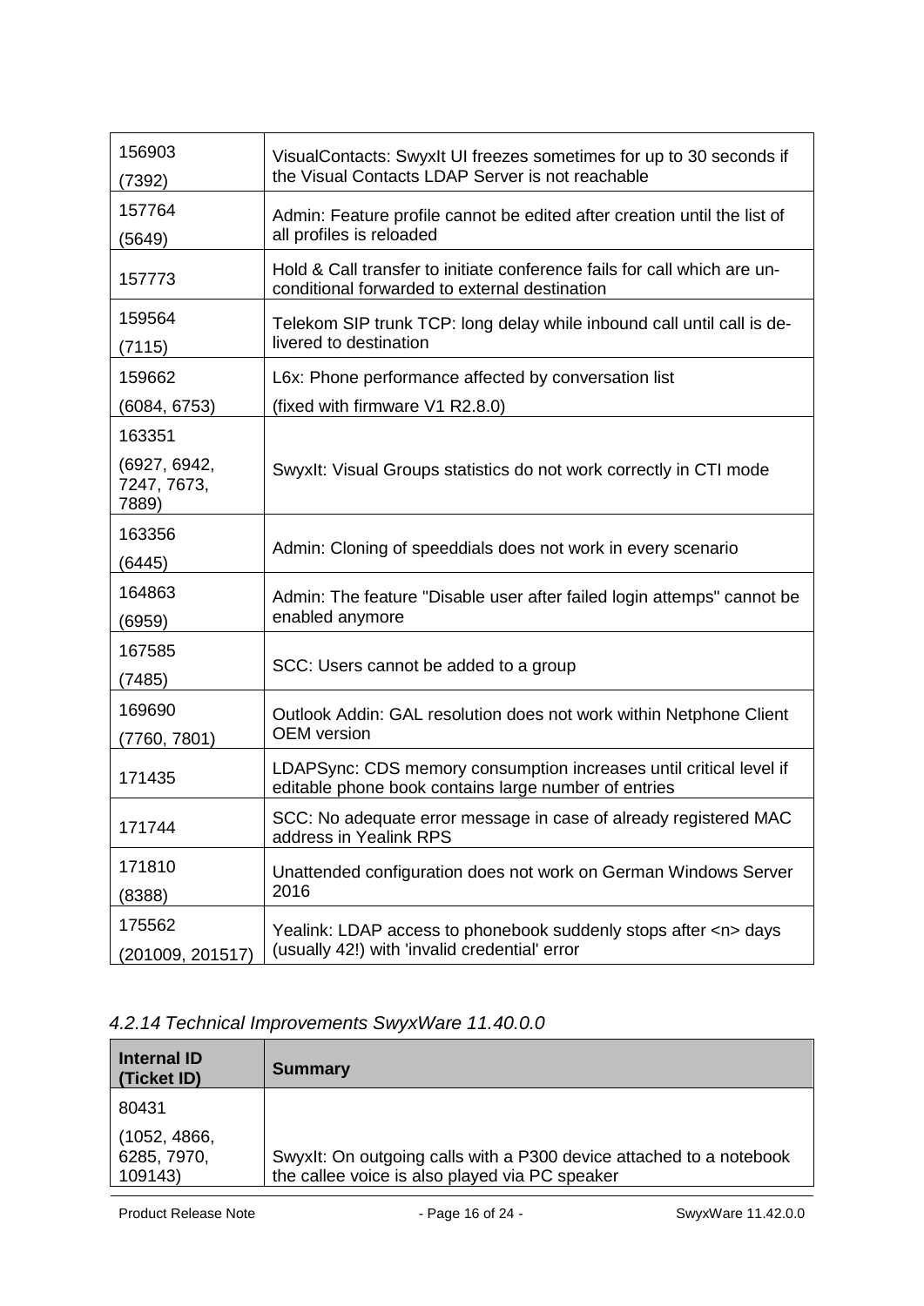| | |
|---|---|
| 156903 (7392) | VisualContacts: SwyxIt UI freezes sometimes for up to 30 seconds if the Visual Contacts LDAP Server is not reachable |
| 157764 (5649) | Admin: Feature profile cannot be edited after creation until the list of all profiles is reloaded |
| 157773 | Hold & Call transfer to initiate conference fails for call which are un-conditional forwarded to external destination |
| 159564 (7115) | Telekom SIP trunk TCP: long delay while inbound call until call is de-livered to destination |
| 159662 (6084, 6753) | L6x: Phone performance affected by conversation list (fixed with firmware V1 R2.8.0) |
| 163351 (6927, 6942, 7247, 7673, 7889) | SwyxIt: Visual Groups statistics do not work correctly in CTI mode |
| 163356 (6445) | Admin: Cloning of speeddials does not work in every scenario |
| 164863 (6959) | Admin: The feature "Disable user after failed login attemps" cannot be enabled anymore |
| 167585 (7485) | SCC: Users cannot be added to a group |
| 169690 (7760, 7801) | Outlook Addin: GAL resolution does not work within Netphone Client OEM version |
| 171435 | LDAPSync: CDS memory consumption increases until critical level if editable phone book contains large number of entries |
| 171744 | SCC: No adequate error message in case of already registered MAC address in Yealink RPS |
| 171810 (8388) | Unattended configuration does not work on German Windows Server 2016 |
| 175562 (201009, 201517) | Yealink: LDAP access to phonebook suddenly stops after <n> days (usually 42!) with 'invalid credential' error |

### *4.2.14 Technical Improvements SwyxWare 11.40.0.0*

| Internal ID (Ticket ID) | Summary |
|---|---|
| 80431 (1052, 4866, 6285, 7970, 109143) | SwyxIt: On outgoing calls with a P300 device attached to a notebook the callee voice is also played via PC speaker |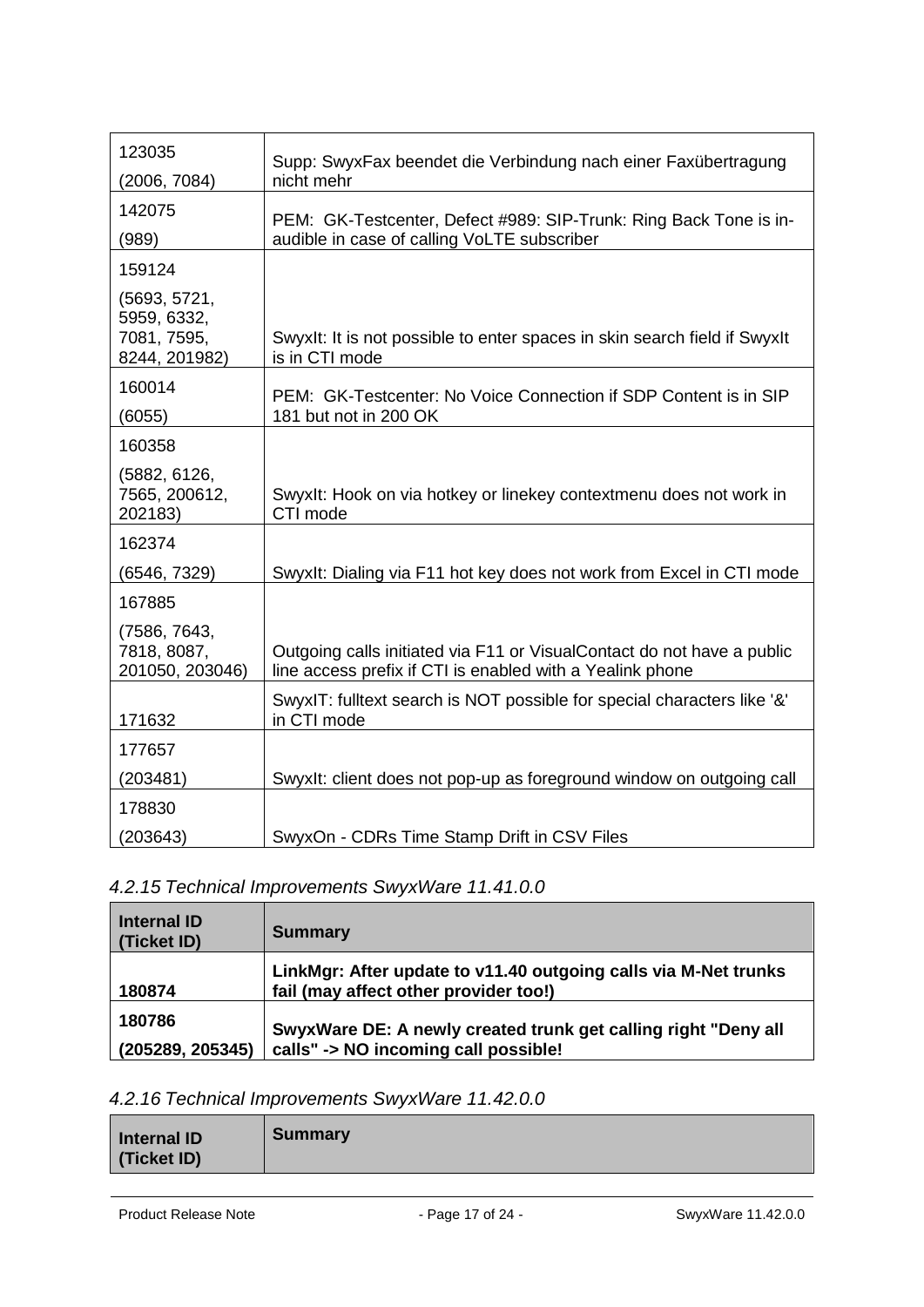| | |
|---|---|
| 123035 (2006, 7084) | Supp: SwyxFax beendet die Verbindung nach einer Faxübertragung nicht mehr |
| 142075 (989) | PEM: GK-Testcenter, Defect #989: SIP-Trunk: Ring Back Tone is inaudible in case of calling VoLTE subscriber |
| 159124 (5693, 5721, 5959, 6332, 7081, 7595, 8244, 201982) | SwyxIt: It is not possible to enter spaces in skin search field if SwyxIt is in CTI mode |
| 160014 (6055) | PEM: GK-Testcenter: No Voice Connection if SDP Content is in SIP 181 but not in 200 OK |
| 160358 (5882, 6126, 7565, 200612, 202183) | SwyxIt: Hook on via hotkey or linekey contextmenu does not work in CTI mode |
| 162374 (6546, 7329) | SwyxIt: Dialing via F11 hot key does not work from Excel in CTI mode |
| 167885 (7586, 7643, 7818, 8087, 201050, 203046) | Outgoing calls initiated via F11 or VisualContact do not have a public line access prefix if CTI is enabled with a Yealink phone |
| 171632 | SwyxIT: fulltext search is NOT possible for special characters like '&' in CTI mode |
| 177657 (203481) | SwyxIt: client does not pop-up as foreground window on outgoing call |
| 178830 (203643) | SwyxOn - CDRs Time Stamp Drift in CSV Files |

### *4.2.15 Technical Improvements SwyxWare 11.41.0.0*

| **Internal ID (Ticket ID)** | **Summary** |
|---|---|
| **180874** | **LinkMgr: After update to v11.40 outgoing calls via M-Net trunks fail (may affect other provider too!)** |
| **180786 (205289, 205345)** | **SwyxWare DE: A newly created trunk get calling right "Deny all calls" -> NO incoming call possible!** |

### *4.2.16 Technical Improvements SwyxWare 11.42.0.0*

| **Internal ID (Ticket ID)** | **Summary** |
|---|---|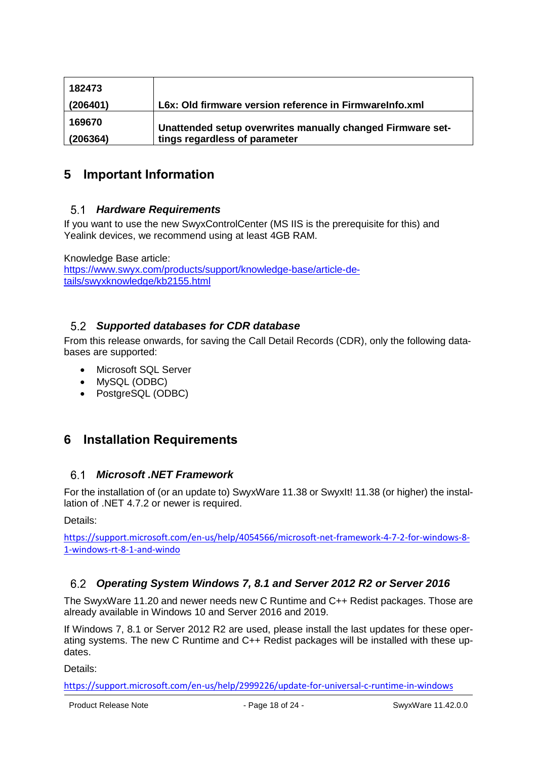| | |
|---|---|
| **182473 (206401)** | **L6x: Old firmware version reference in FirmwareInfo.xml** |
| **169670 (206364)** | **Unattended setup overwrites manually changed Firmware settings regardless of parameter** |

# 5 Important Information

## 5.1 *Hardware Requirements*

If you want to use the new SwyxControlCenter (MS IIS is the prerequisite for this) and Yealink devices, we recommend using at least 4GB RAM.

Knowledge Base article:
https://www.swyx.com/products/support/knowledge-base/article-details/swyxknowledge/kb2155.html

## 5.2 *Supported databases for CDR database*

From this release onwards, for saving the Call Detail Records (CDR), only the following databases are supported:

- Microsoft SQL Server
- MySQL (ODBC)
- PostgreSQL (ODBC)

# 6 Installation Requirements

## 6.1 *Microsoft .NET Framework*

For the installation of (or an update to) SwyxWare 11.38 or SwyxIt! 11.38 (or higher) the installation of .NET 4.7.2 or newer is required.

Details:

https://support.microsoft.com/en-us/help/4054566/microsoft-net-framework-4-7-2-for-windows-8-1-windows-rt-8-1-and-windo

## 6.2 *Operating System Windows 7, 8.1 and Server 2012 R2 or Server 2016*

The SwyxWare 11.20 and newer needs new C Runtime and C++ Redist packages. Those are already available in Windows 10 and Server 2016 and 2019.

If Windows 7, 8.1 or Server 2012 R2 are used, please install the last updates for these operating systems. The new C Runtime and C++ Redist packages will be installed with these updates.

Details:

https://support.microsoft.com/en-us/help/2999226/update-for-universal-c-runtime-in-windows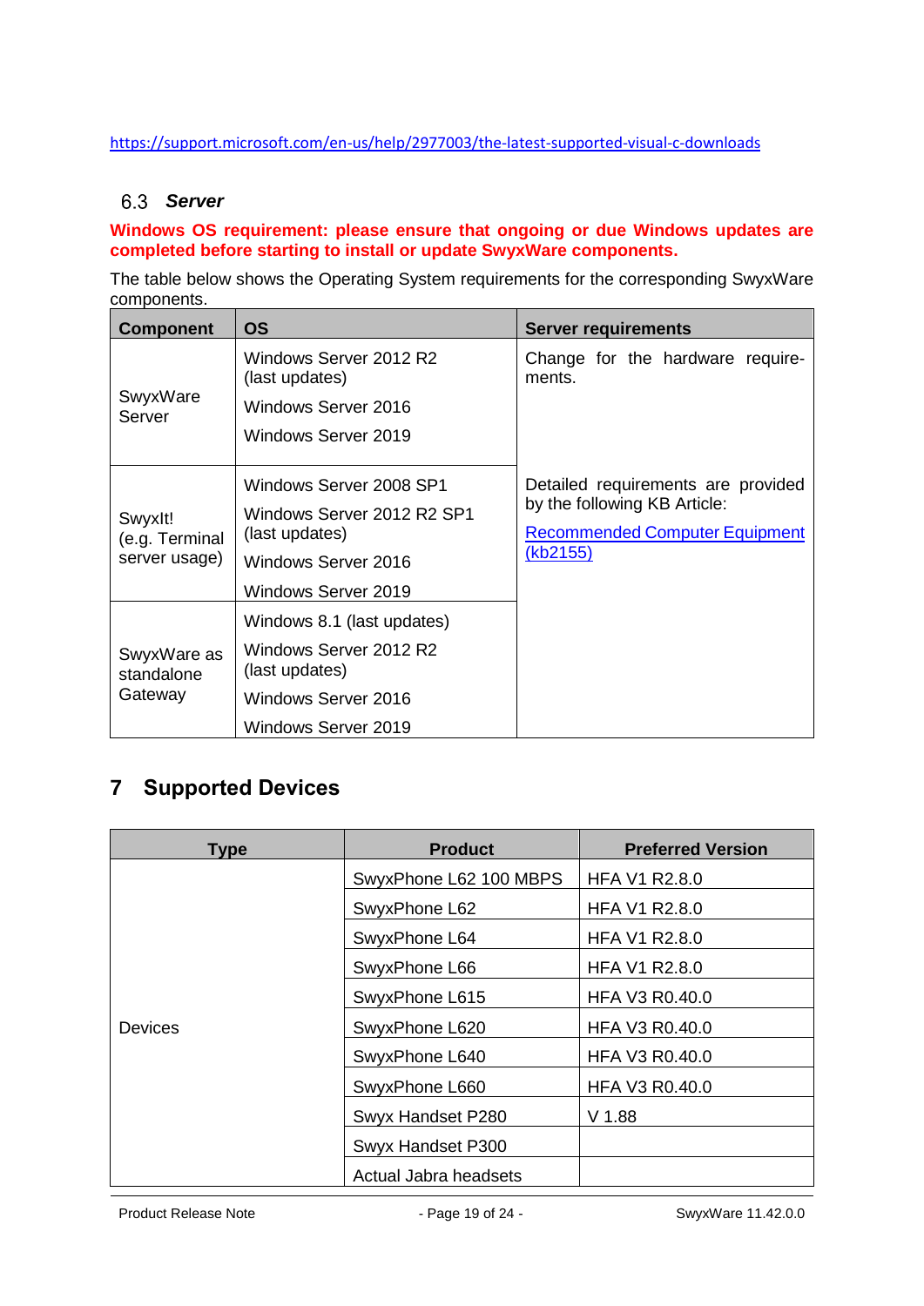https://support.microsoft.com/en-us/help/2977003/the-latest-supported-visual-c-downloads

### 6.3 *Server*

**Windows OS requirement: please ensure that ongoing or due Windows updates are completed before starting to install or update SwyxWare components.**

The table below shows the Operating System requirements for the corresponding SwyxWare components.

| Component | OS | Server requirements |
|---|---|---|
| SwyxWare Server | Windows Server 2012 R2 (last updates)<br>Windows Server 2016<br>Windows Server 2019 | Change for the hardware requirements. |
| SwyxIt! (e.g. Terminal server usage) | Windows Server 2008 SP1<br>Windows Server 2012 R2 SP1 (last updates)<br>Windows Server 2016<br>Windows Server 2019 | Detailed requirements are provided by the following KB Article:<br>Recommended Computer Equipment (kb2155) |
| SwyxWare as standalone Gateway | Windows 8.1 (last updates)<br>Windows Server 2012 R2 (last updates)<br>Windows Server 2016<br>Windows Server 2019 | |

# 7 Supported Devices

| Type | Product | Preferred Version |
|---|---|---|
| Devices | SwyxPhone L62 100 MBPS | HFA V1 R2.8.0 |
| | SwyxPhone L62 | HFA V1 R2.8.0 |
| | SwyxPhone L64 | HFA V1 R2.8.0 |
| | SwyxPhone L66 | HFA V1 R2.8.0 |
| | SwyxPhone L615 | HFA V3 R0.40.0 |
| | SwyxPhone L620 | HFA V3 R0.40.0 |
| | SwyxPhone L640 | HFA V3 R0.40.0 |
| | SwyxPhone L660 | HFA V3 R0.40.0 |
| | Swyx Handset P280 | V 1.88 |
| | Swyx Handset P300 | |
| | Actual Jabra headsets | |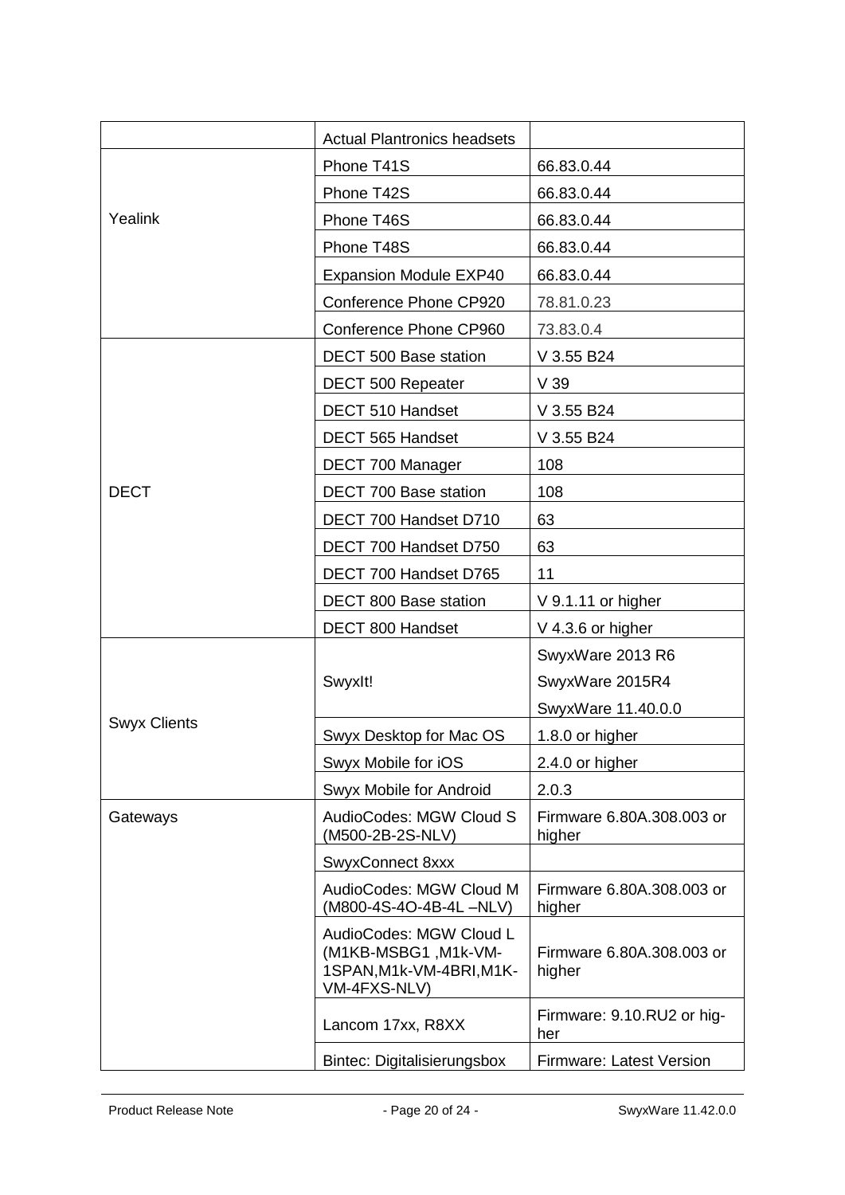| | | |
|---|---|---|
| | Actual Plantronics headsets | |
| Yealink | Phone T41S | 66.83.0.44 |
| | Phone T42S | 66.83.0.44 |
| | Phone T46S | 66.83.0.44 |
| | Phone T48S | 66.83.0.44 |
| | Expansion Module EXP40 | 66.83.0.44 |
| | Conference Phone CP920 | 78.81.0.23 |
| | Conference Phone CP960 | 73.83.0.4 |
| DECT | DECT 500 Base station | V 3.55 B24 |
| | DECT 500 Repeater | V 39 |
| | DECT 510 Handset | V 3.55 B24 |
| | DECT 565 Handset | V 3.55 B24 |
| | DECT 700 Manager | 108 |
| | DECT 700 Base station | 108 |
| | DECT 700 Handset D710 | 63 |
| | DECT 700 Handset D750 | 63 |
| | DECT 700 Handset D765 | 11 |
| | DECT 800 Base station | V 9.1.11 or higher |
| | DECT 800 Handset | V 4.3.6 or higher |
| Swyx Clients | SwyxIt! | SwyxWare 2013 R6<br>SwyxWare 2015R4<br>SwyxWare 11.40.0.0 |
| | Swyx Desktop for Mac OS | 1.8.0 or higher |
| | Swyx Mobile for iOS | 2.4.0 or higher |
| | Swyx Mobile for Android | 2.0.3 |
| Gateways | AudioCodes: MGW Cloud S (M500-2B-2S-NLV) | Firmware 6.80A.308.003 or higher |
| | SwyxConnect 8xxx | |
| | AudioCodes: MGW Cloud M (M800-4S-4O-4B-4L –NLV) | Firmware 6.80A.308.003 or higher |
| | AudioCodes: MGW Cloud L (M1KB-MSBG1 ,M1k-VM-1SPAN,M1k-VM-4BRI,M1K-VM-4FXS-NLV) | Firmware 6.80A.308.003 or higher |
| | Lancom 17xx, R8XX | Firmware: 9.10.RU2 or higher |
| | Bintec: Digitalisierungsbox | Firmware: Latest Version |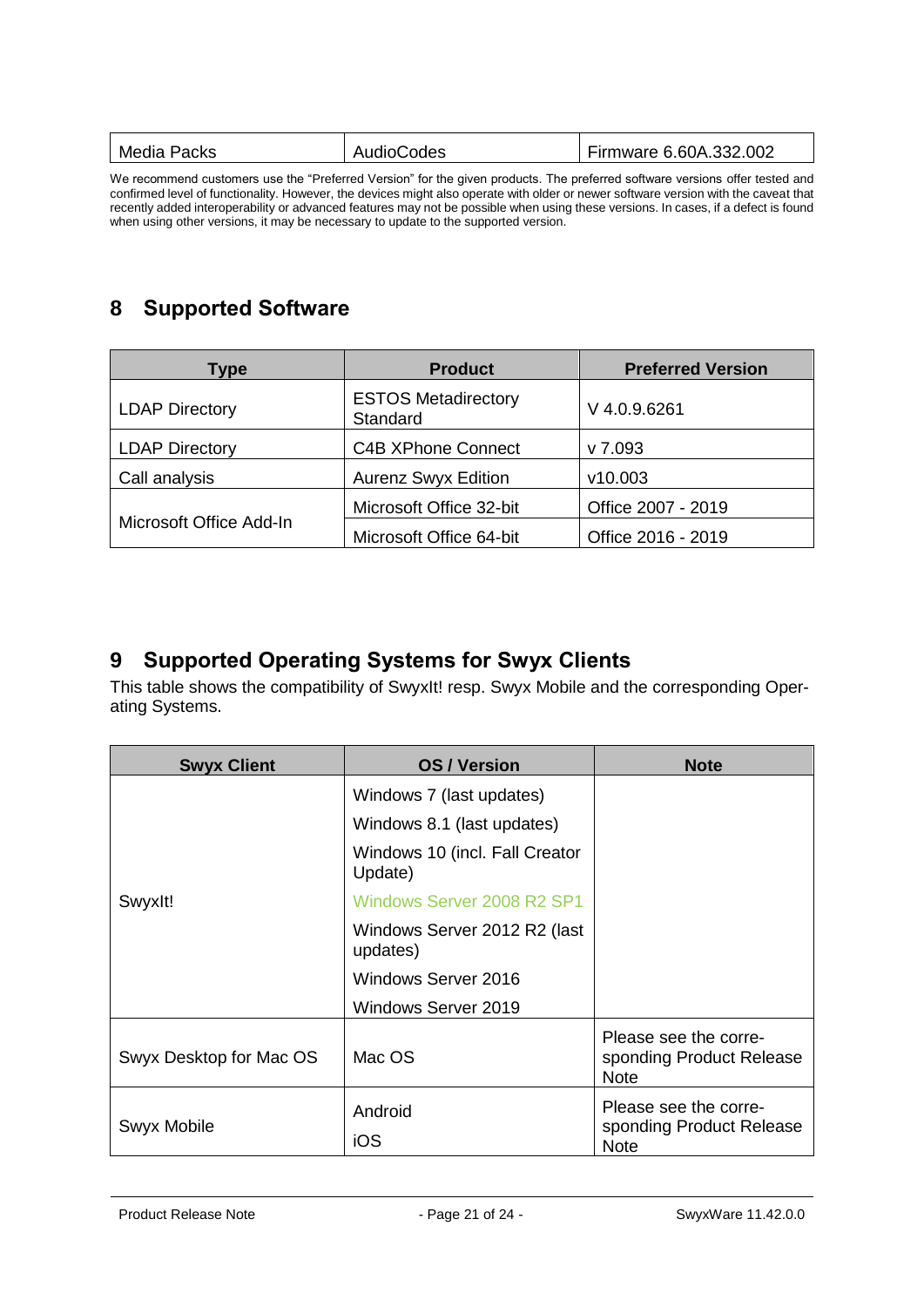| Media Packs | AudioCodes | Firmware 6.60A.332.002 |
|---|---|---|

We recommend customers use the "Preferred Version" for the given products. The preferred software versions offer tested and confirmed level of functionality. However, the devices might also operate with older or newer software version with the caveat that recently added interoperability or advanced features may not be possible when using these versions. In cases, if a defect is found when using other versions, it may be necessary to update to the supported version.

# 8 Supported Software

| Type | Product | Preferred Version |
|---|---|---|
| LDAP Directory | ESTOS Metadirectory Standard | V 4.0.9.6261 |
| LDAP Directory | C4B XPhone Connect | v 7.093 |
| Call analysis | Aurenz Swyx Edition | v10.003 |
| Microsoft Office Add-In | Microsoft Office 32-bit | Office 2007 - 2019 |
| | Microsoft Office 64-bit | Office 2016 - 2019 |

# 9 Supported Operating Systems for Swyx Clients

This table shows the compatibility of SwyxIt! resp. Swyx Mobile and the corresponding Operating Systems.

| Swyx Client | OS / Version | Note |
|---|---|---|
| SwyxIt! | Windows 7 (last updates) | |
| | Windows 8.1 (last updates) | |
| | Windows 10 (incl. Fall Creator Update) | |
| | Windows Server 2008 R2 SP1 | |
| | Windows Server 2012 R2 (last updates) | |
| | Windows Server 2016 | |
| | Windows Server 2019 | |
| Swyx Desktop for Mac OS | Mac OS | Please see the corresponding Product Release Note |
| Swyx Mobile | Android | Please see the corresponding Product Release Note |
| | iOS | |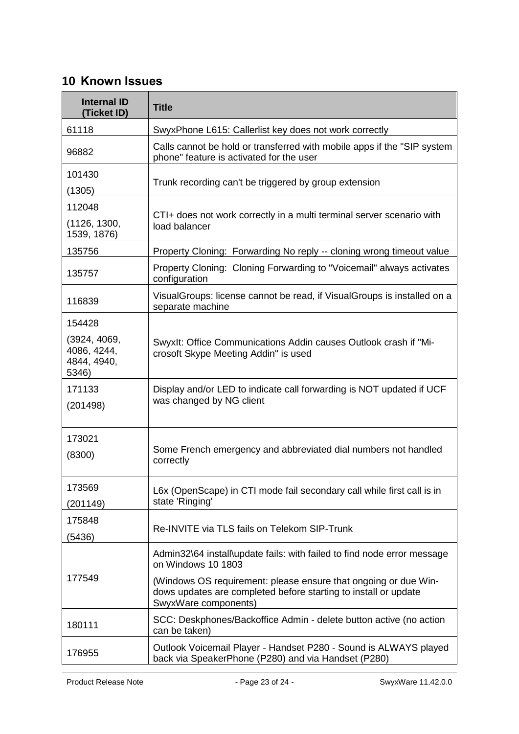## 10 Known Issues

| Internal ID (Ticket ID) | Title |
|---|---|
| 61118 | SwyxPhone L615: Callerlist key does not work correctly |
| 96882 | Calls cannot be hold or transferred with mobile apps if the "SIP system phone" feature is activated for the user |
| 101430 (1305) | Trunk recording can't be triggered by group extension |
| 112048 (1126, 1300, 1539, 1876) | CTI+ does not work correctly in a multi terminal server scenario with load balancer |
| 135756 | Property Cloning: Forwarding No reply -- cloning wrong timeout value |
| 135757 | Property Cloning: Cloning Forwarding to "Voicemail" always activates configuration |
| 116839 | VisualGroups: license cannot be read, if VisualGroups is installed on a separate machine |
| 154428 (3924, 4069, 4086, 4244, 4844, 4940, 5346) | SwyxIt: Office Communications Addin causes Outlook crash if "Microsoft Skype Meeting Addin" is used |
| 171133 (201498) | Display and/or LED to indicate call forwarding is NOT updated if UCF was changed by NG client |
| 173021 (8300) | Some French emergency and abbreviated dial numbers not handled correctly |
| 173569 (201149) | L6x (OpenScape) in CTI mode fail secondary call while first call is in state 'Ringing' |
| 175848 (5436) | Re-INVITE via TLS fails on Telekom SIP-Trunk |
| 177549 | Admin32\64 install\update fails: with failed to find node error message on Windows 10 1803<br><br>(Windows OS requirement: please ensure that ongoing or due Windows updates are completed before starting to install or update SwyxWare components) |
| 180111 | SCC: Deskphones/Backoffice Admin - delete button active (no action can be taken) |
| 176955 | Outlook Voicemail Player - Handset P280 - Sound is ALWAYS played back via SpeakerPhone (P280) and via Handset (P280) |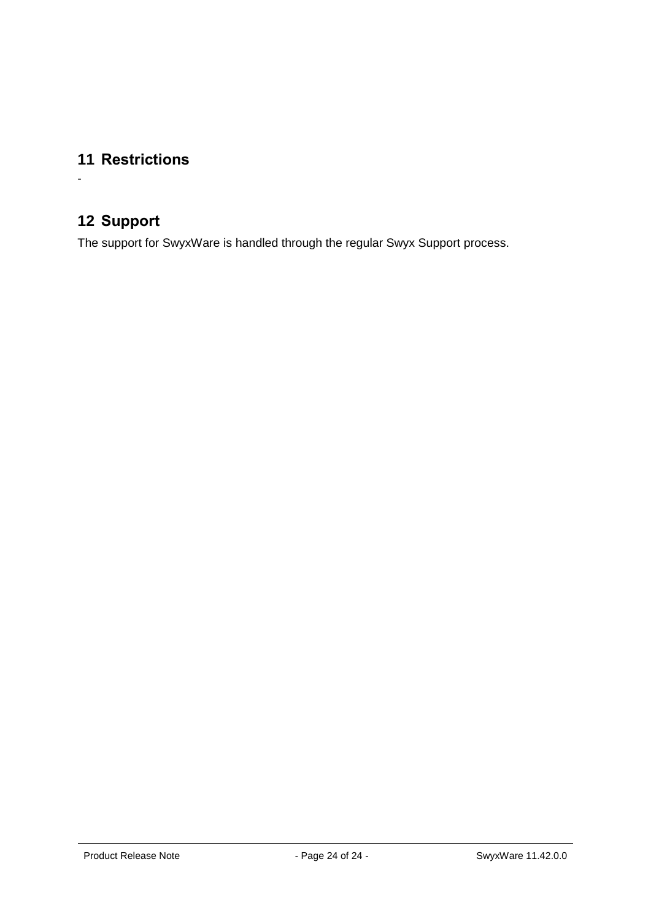## 11 Restrictions

-

## 12 Support

The support for SwyxWare is handled through the regular Swyx Support process.